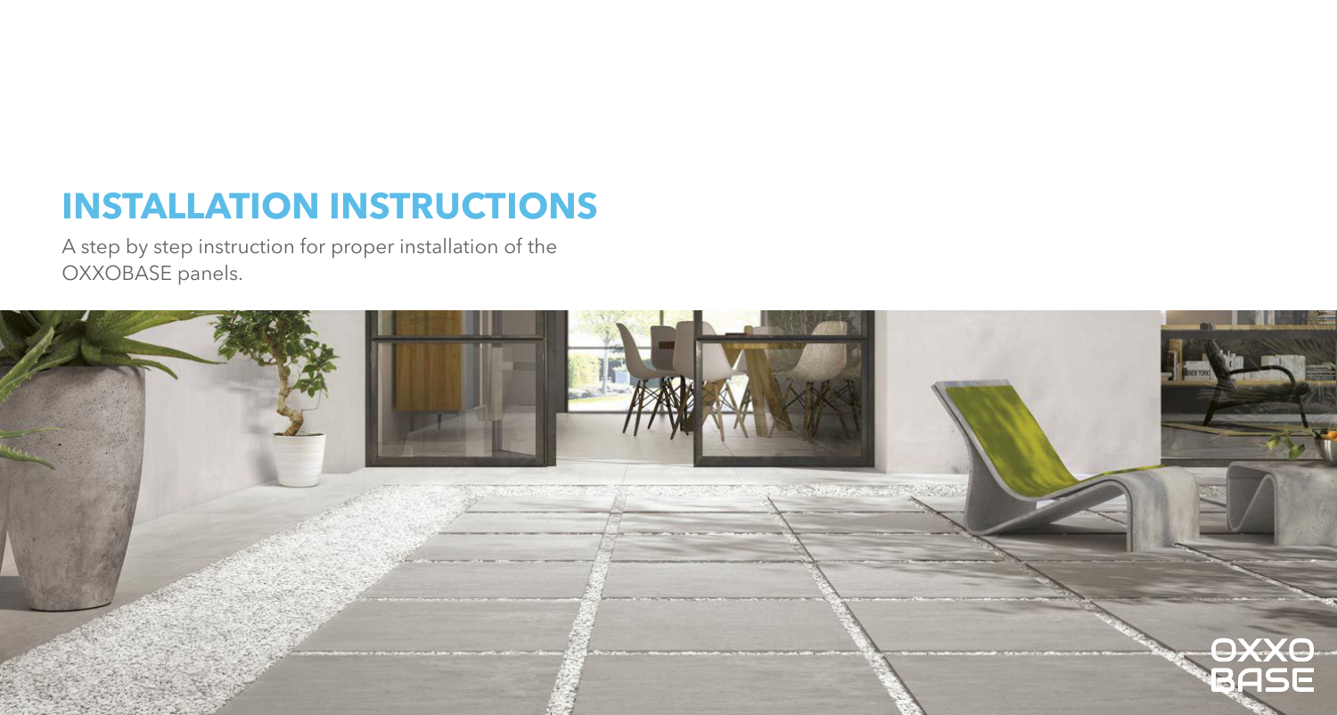# INSTALLATION INSTRUCTIONS

A step by step instruction for proper installation of the OXXOBASE panels.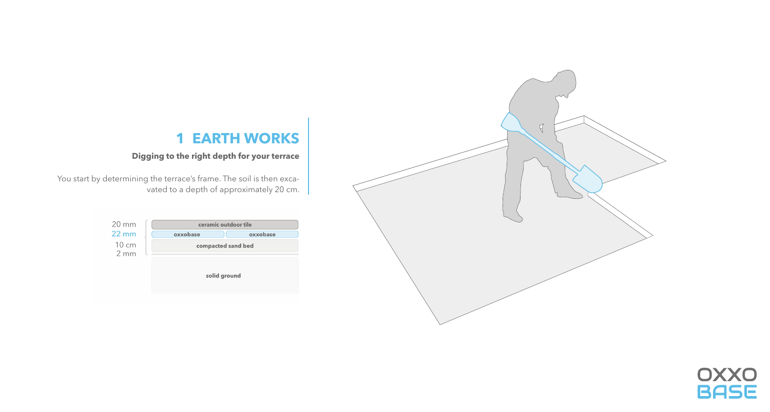# 1 EARTH WORKS

**Digging to the right depth for your terrace**

You start by determining the terrace's frame. The soil is then excavated to a depth of approximately 20 cm.

20 mm
22 mm
10 cm
2 mm

ceramic outdoor tile
oxxobase oxxobase
compacted sand bed
solid ground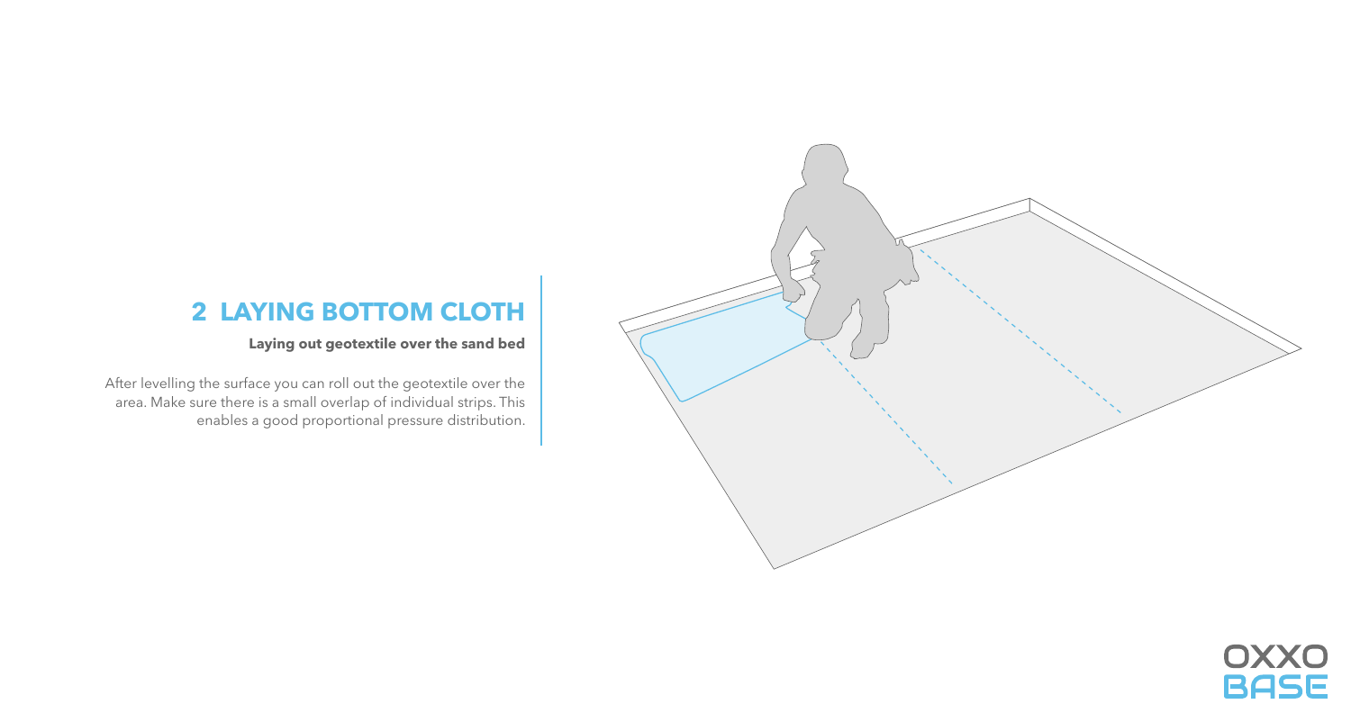## 2 LAYING BOTTOM CLOTH

**Laying out geotextile over the sand bed**

After levelling the surface you can roll out the geotextile over the area. Make sure there is a small overlap of individual strips. This enables a good proportional pressure distribution.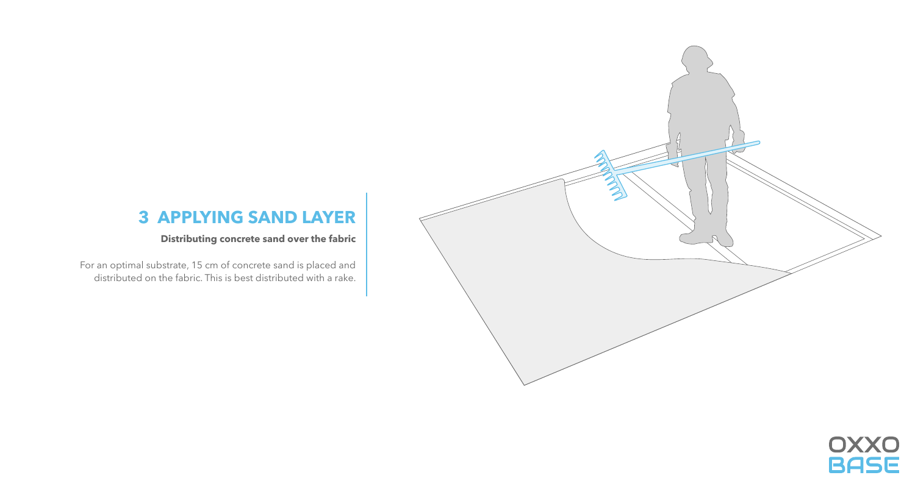## 3 APPLYING SAND LAYER

**Distributing concrete sand over the fabric**

For an optimal substrate, 15 cm of concrete sand is placed and distributed on the fabric. This is best distributed with a rake.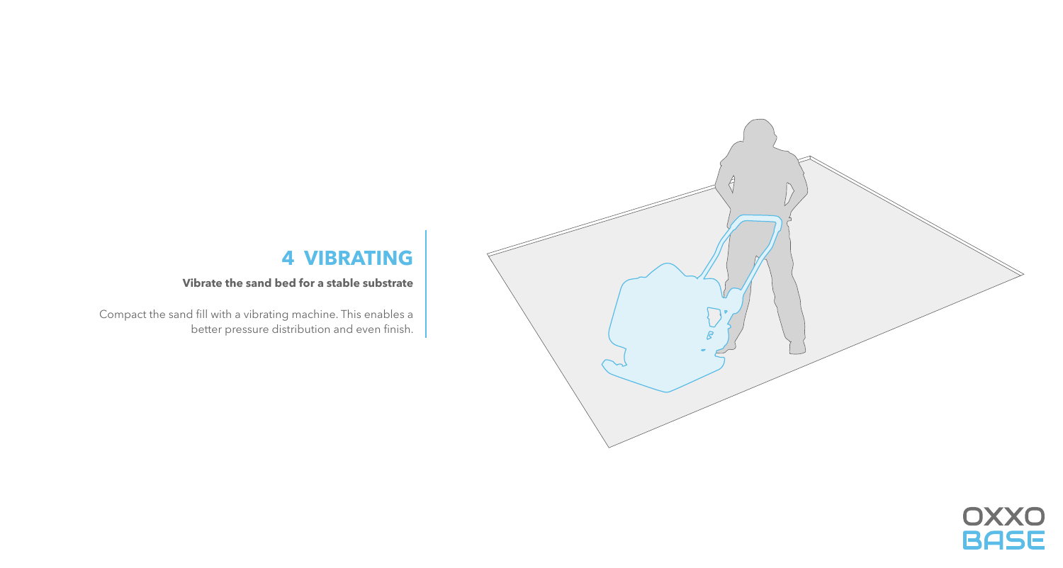# 4 VIBRATING

**Vibrate the sand bed for a stable substrate**

Compact the sand fill with a vibrating machine. This enables a better pressure distribution and even finish.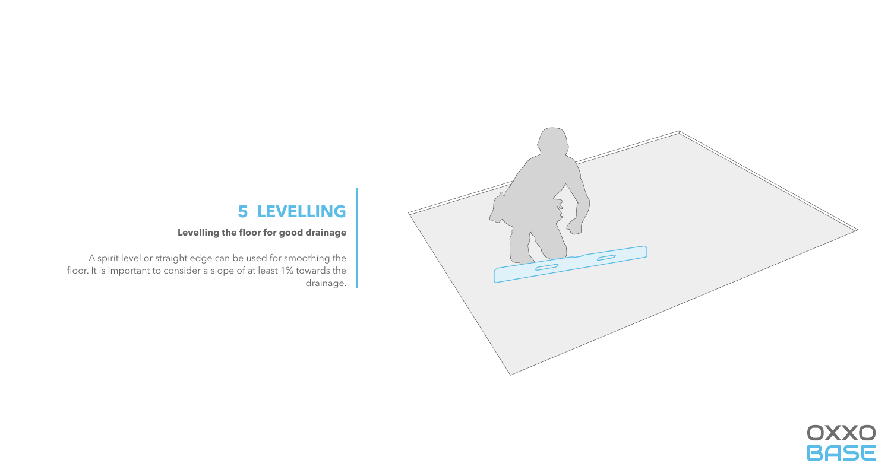# 5 LEVELLING

**Levelling the floor for good drainage**

A spirit level or straight edge can be used for smoothing the floor. It is important to consider a slope of at least 1% towards the drainage.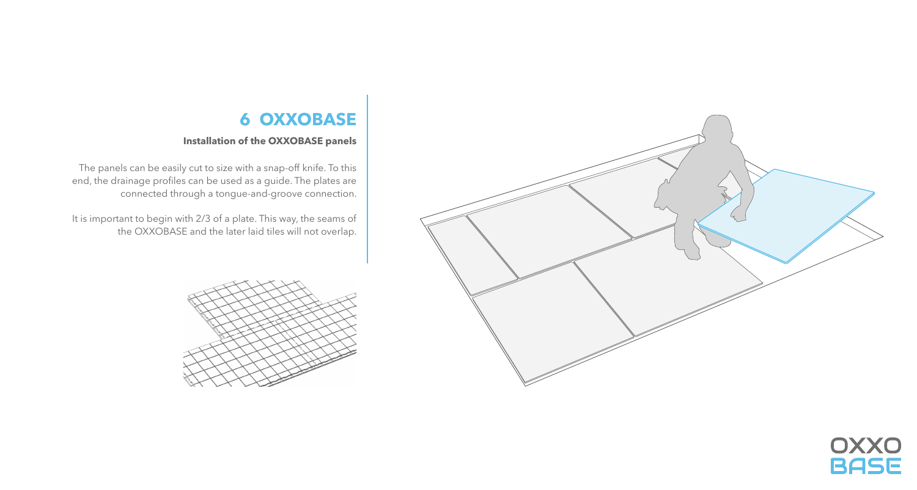## 6 OXXOBASE

**Installation of the OXXOBASE panels**

The panels can be easily cut to size with a snap-off knife. To this end, the drainage profiles can be used as a guide. The plates are connected through a tongue-and-groove connection.

It is important to begin with 2/3 of a plate. This way, the seams of the OXXOBASE and the later laid tiles will not overlap.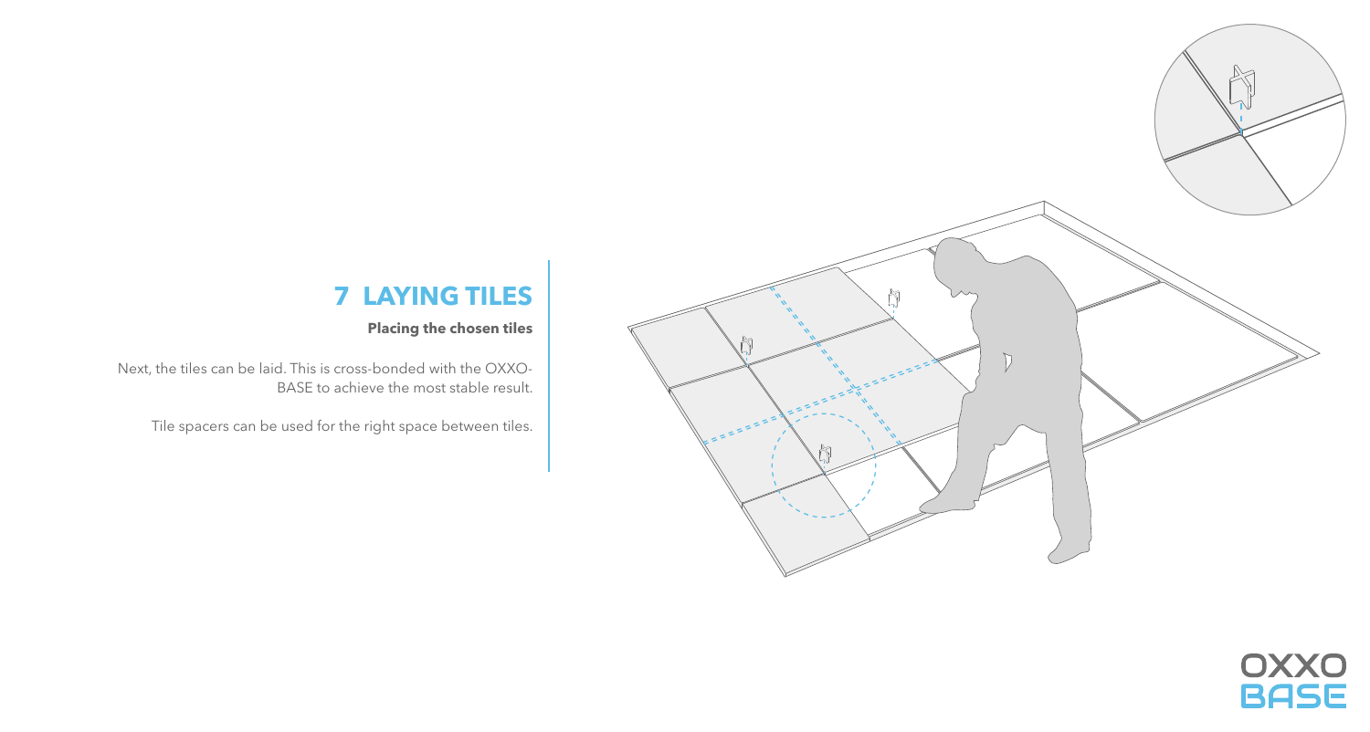# 7 LAYING TILES

**Placing the chosen tiles**

Next, the tiles can be laid. This is cross-bonded with the OXXO-BASE to achieve the most stable result.

Tile spacers can be used for the right space between tiles.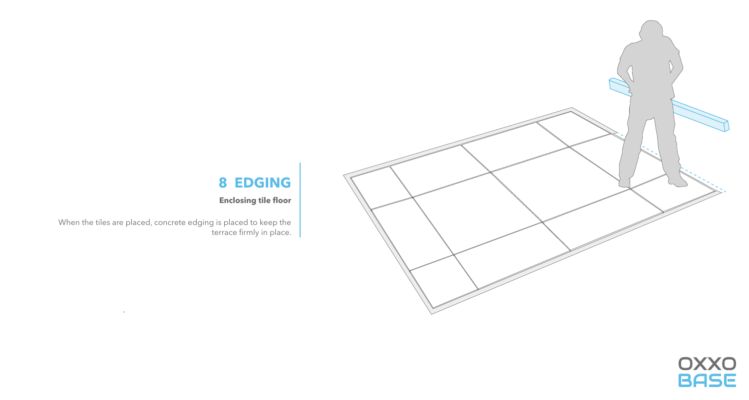# 8 EDGING

**Enclosing tile floor**

When the tiles are placed, concrete edging is placed to keep the terrace firmly in place.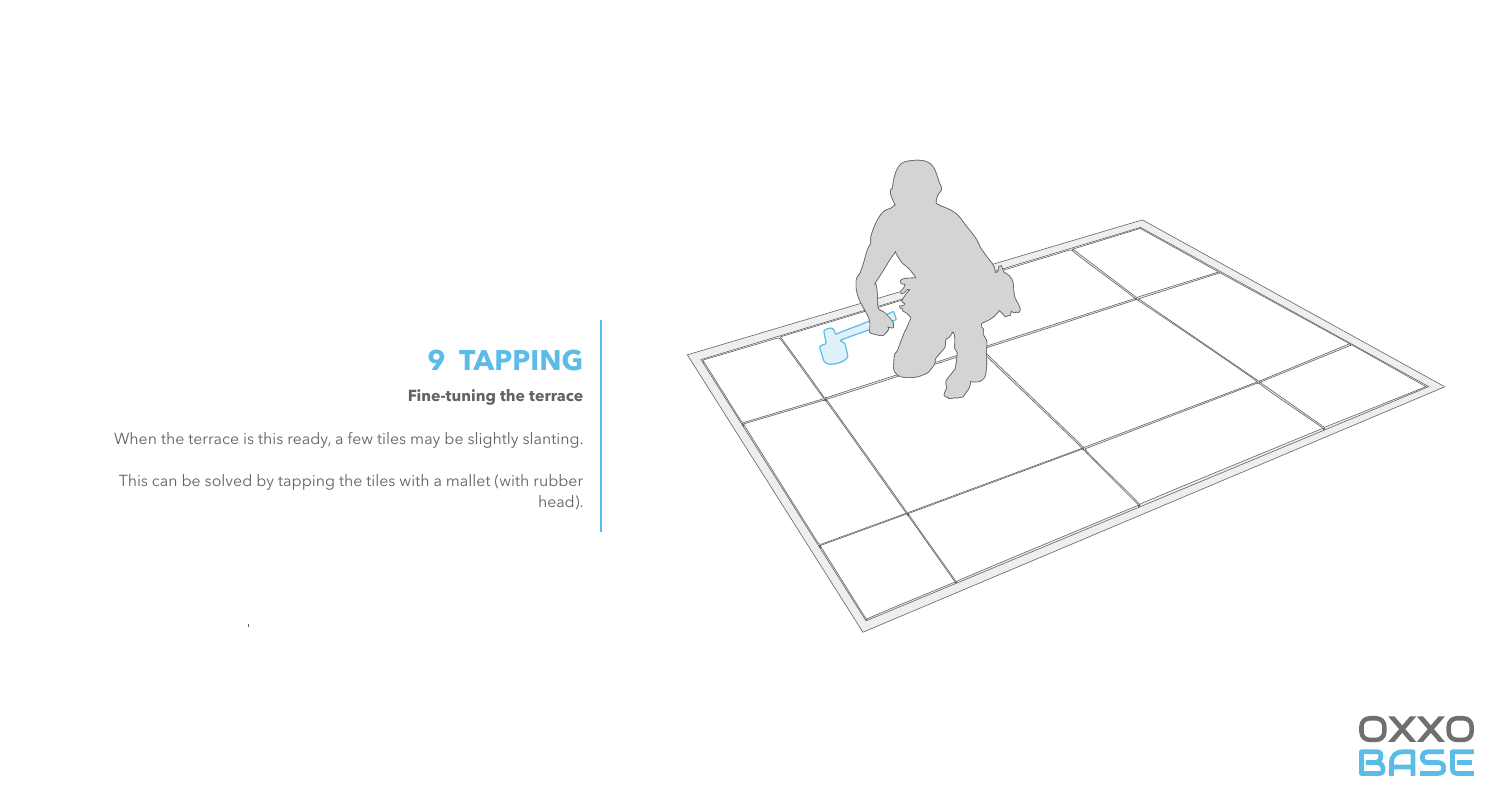## 9 TAPPING

**Fine-tuning the terrace**

When the terrace is this ready, a few tiles may be slightly slanting.

This can be solved by tapping the tiles with a mallet (with rubber head).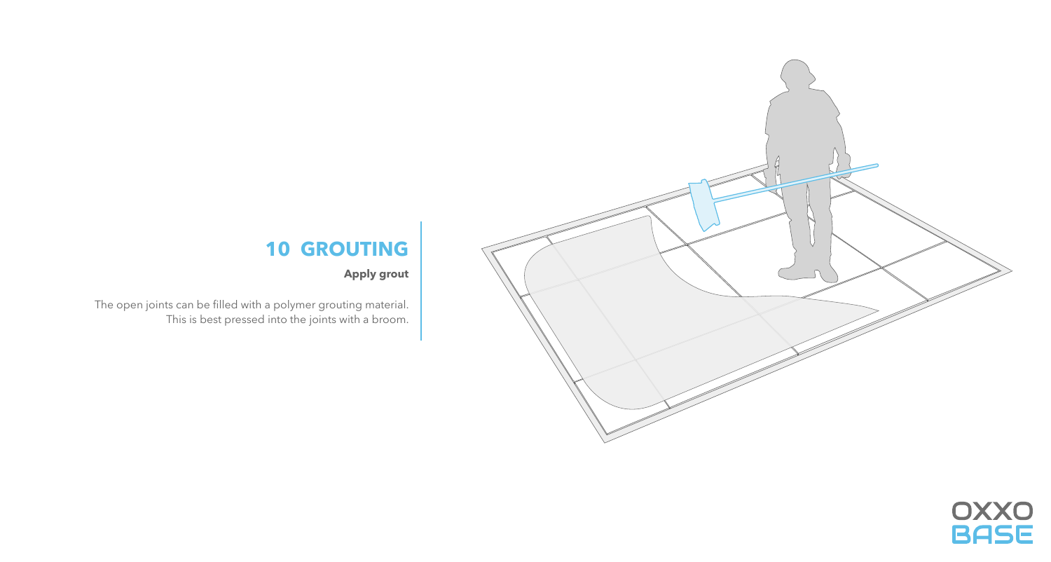# 10 GROUTING

**Apply grout**

The open joints can be filled with a polymer grouting material. This is best pressed into the joints with a broom.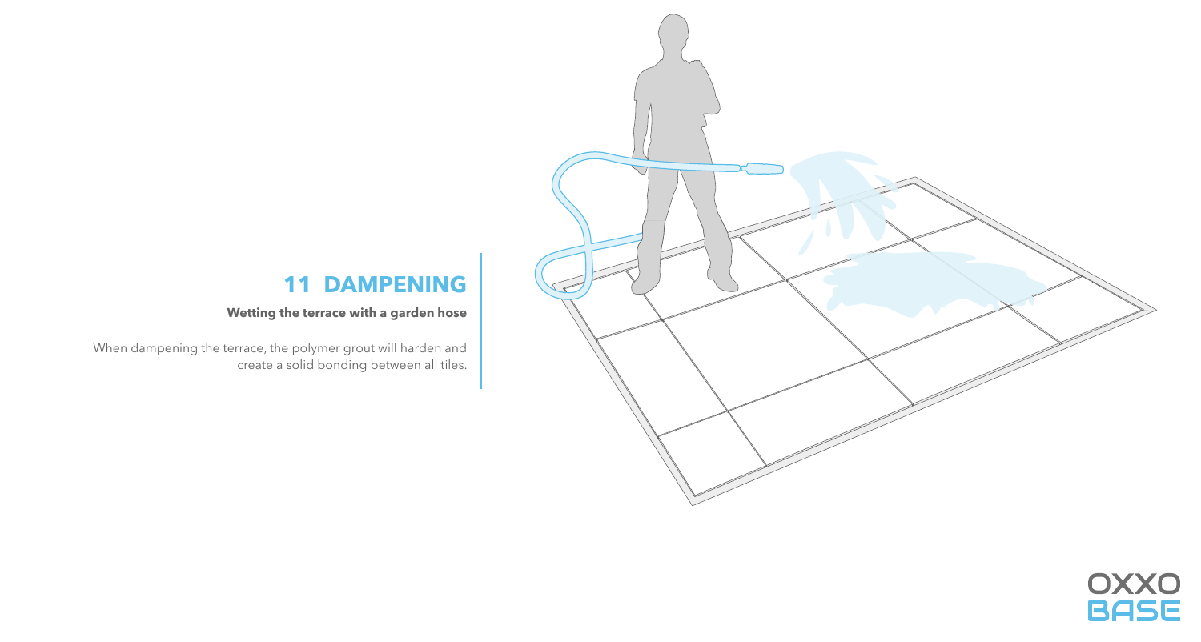# 11 DAMPENING

**Wetting the terrace with a garden hose**

When dampening the terrace, the polymer grout will harden and create a solid bonding between all tiles.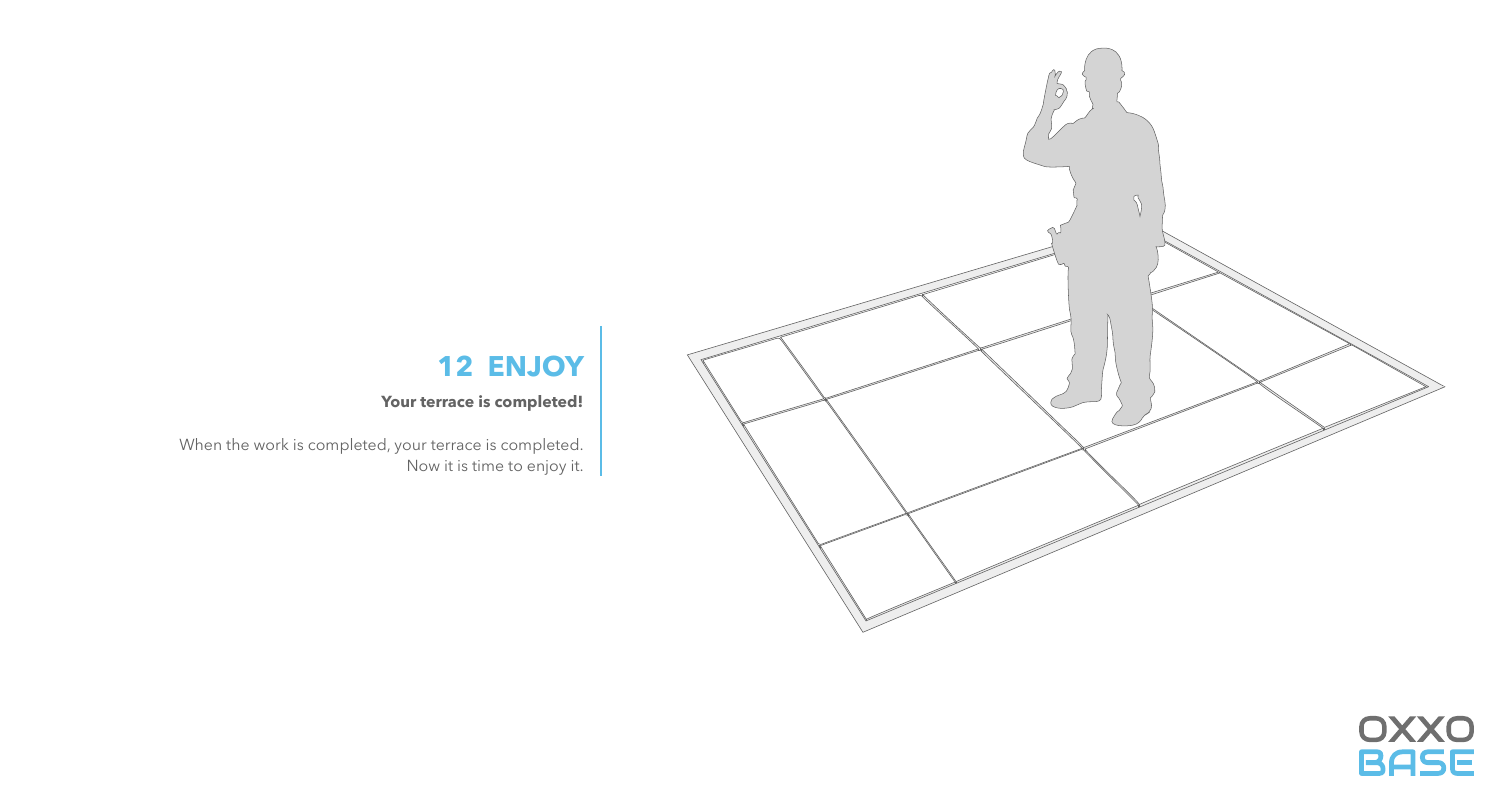## 12 ENJOY

**Your terrace is completed!**

When the work is completed, your terrace is completed. Now it is time to enjoy it.